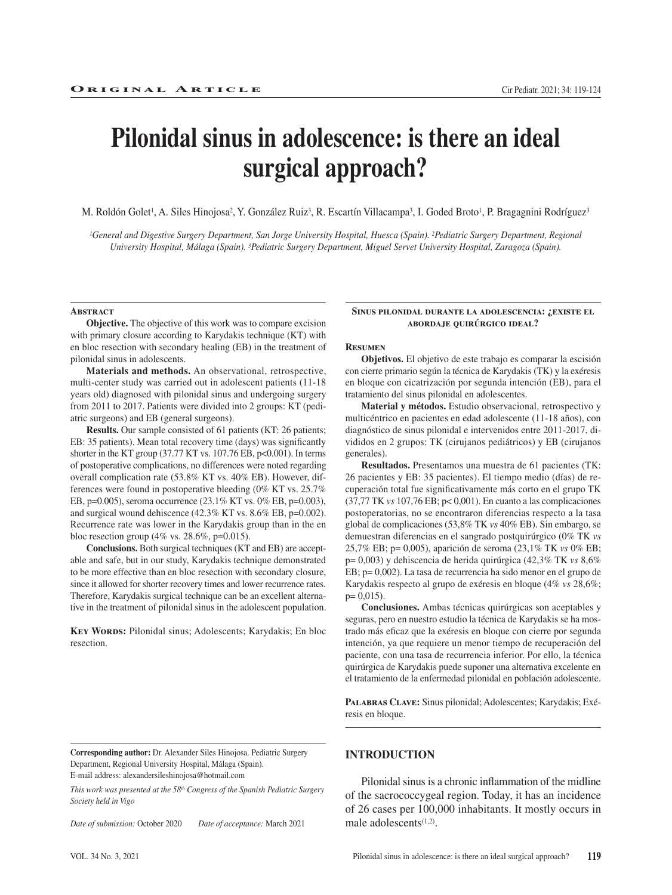**Original Article**

# Pilonidal sinus in adolescence: is there an ideal surgical approach?

M. Roldón Golet[1], A. Siles Hinojosa[2], Y. González Ruiz[3], R. Escartín Villacampa[3], I. Goded Broto[1], P. Bragagnini Rodríguez[3]

*[1]General and Digestive Surgery Department, San Jorge University Hospital, Huesca (Spain). [2]Pediatric Surgery Department, Regional University Hospital, Málaga (Spain). [3]Pediatric Surgery Department, Miguel Servet University Hospital, Zaragoza (Spain).*

### Abstract

**Objective.** The objective of this work was to compare excision with primary closure according to Karydakis technique (KT) with en bloc resection with secondary healing (EB) in the treatment of pilonidal sinus in adolescents.

**Materials and methods.** An observational, retrospective, multi-center study was carried out in adolescent patients (11-18 years old) diagnosed with pilonidal sinus and undergoing surgery from 2011 to 2017. Patients were divided into 2 groups: KT (pediatric surgeons) and EB (general surgeons).

**Results.** Our sample consisted of 61 patients (KT: 26 patients; EB: 35 patients). Mean total recovery time (days) was significantly shorter in the KT group (37.77 KT vs. 107.76 EB, p<0.001). In terms of postoperative complications, no differences were noted regarding overall complication rate (53.8% KT vs. 40% EB). However, differences were found in postoperative bleeding (0% KT vs. 25.7% EB, p=0.005), seroma occurrence (23.1% KT vs. 0% EB, p=0.003), and surgical wound dehiscence (42.3% KT vs. 8.6% EB, p=0.002). Recurrence rate was lower in the Karydakis group than in the en bloc resection group (4% vs. 28.6%, p=0.015).

**Conclusions.** Both surgical techniques (KT and EB) are acceptable and safe, but in our study, Karydakis technique demonstrated to be more effective than en bloc resection with secondary closure, since it allowed for shorter recovery times and lower recurrence rates. Therefore, Karydakis surgical technique can be an excellent alternative in the treatment of pilonidal sinus in the adolescent population.

**Key Words:** Pilonidal sinus; Adolescents; Karydakis; En bloc resection.

### Sinus pilonidal durante la adolescencia: ¿existe el abordaje quirúrgico ideal?

### Resumen

**Objetivos.** El objetivo de este trabajo es comparar la escisión con cierre primario según la técnica de Karydakis (TK) y la exéresis en bloque con cicatrización por segunda intención (EB), para el tratamiento del sinus pilonidal en adolescentes.

**Material y métodos.** Estudio observacional, retrospectivo y multicéntrico en pacientes en edad adolescente (11-18 años), con diagnóstico de sinus pilonidal e intervenidos entre 2011-2017, divididos en 2 grupos: TK (cirujanos pediátricos) y EB (cirujanos generales).

**Resultados.** Presentamos una muestra de 61 pacientes (TK: 26 pacientes y EB: 35 pacientes). El tiempo medio (días) de recuperación total fue significativamente más corto en el grupo TK (37,77 TK *vs* 107,76 EB; p< 0,001). En cuanto a las complicaciones postoperatorias, no se encontraron diferencias respecto a la tasa global de complicaciones (53,8% TK *vs* 40% EB). Sin embargo, se demuestran diferencias en el sangrado postquirúrgico (0% TK *vs* 25,7% EB; p= 0,005), aparición de seroma (23,1% TK *vs* 0% EB; p= 0,003) y dehiscencia de herida quirúrgica (42,3% TK *vs* 8,6% EB; p= 0,002). La tasa de recurrencia ha sido menor en el grupo de Karydakis respecto al grupo de exéresis en bloque (4% *vs* 28,6%; p= 0,015).

**Conclusiones.** Ambas técnicas quirúrgicas son aceptables y seguras, pero en nuestro estudio la técnica de Karydakis se ha mostrado más eficaz que la exéresis en bloque con cierre por segunda intención, ya que requiere un menor tiempo de recuperación del paciente, con una tasa de recurrencia inferior. Por ello, la técnica quirúrgica de Karydakis puede suponer una alternativa excelente en el tratamiento de la enfermedad pilonidal en población adolescente.

**Palabras Clave:** Sinus pilonidal; Adolescentes; Karydakis; Exéresis en bloque.

**Corresponding author:** Dr. Alexander Siles Hinojosa. Pediatric Surgery Department, Regional University Hospital, Málaga (Spain).
E-mail address: alexandersileshinojosa@hotmail.com

*This work was presented at the 58th Congress of the Spanish Pediatric Surgery Society held in Vigo*

*Date of submission:* October 2020 *Date of acceptance:* March 2021

## INTRODUCTION

Pilonidal sinus is a chronic inflammation of the midline of the sacrococcygeal region. Today, it has an incidence of 26 cases per 100,000 inhabitants. It mostly occurs in male adolescents[1,2].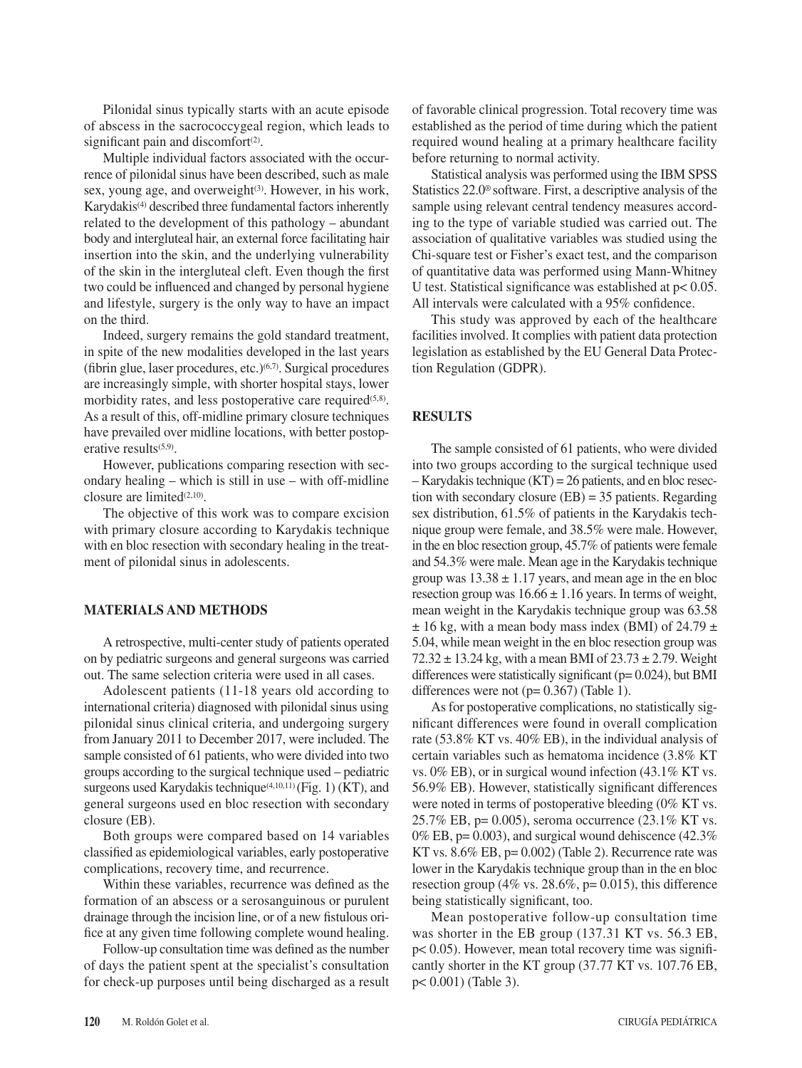Pilonidal sinus typically starts with an acute episode of abscess in the sacrococcygeal region, which leads to significant pain and discomfort[2].

Multiple individual factors associated with the occurrence of pilonidal sinus have been described, such as male sex, young age, and overweight[3]. However, in his work, Karydakis[4] described three fundamental factors inherently related to the development of this pathology – abundant body and intergluteal hair, an external force facilitating hair insertion into the skin, and the underlying vulnerability of the skin in the intergluteal cleft. Even though the first two could be influenced and changed by personal hygiene and lifestyle, surgery is the only way to have an impact on the third.

Indeed, surgery remains the gold standard treatment, in spite of the new modalities developed in the last years (fibrin glue, laser procedures, etc.)[6,7]. Surgical procedures are increasingly simple, with shorter hospital stays, lower morbidity rates, and less postoperative care required[5,8]. As a result of this, off-midline primary closure techniques have prevailed over midline locations, with better postoperative results[5,9].

However, publications comparing resection with secondary healing – which is still in use – with off-midline closure are limited[2,10].

The objective of this work was to compare excision with primary closure according to Karydakis technique with en bloc resection with secondary healing in the treatment of pilonidal sinus in adolescents.

## MATERIALS AND METHODS

A retrospective, multi-center study of patients operated on by pediatric surgeons and general surgeons was carried out. The same selection criteria were used in all cases.

Adolescent patients (11-18 years old according to international criteria) diagnosed with pilonidal sinus using pilonidal sinus clinical criteria, and undergoing surgery from January 2011 to December 2017, were included. The sample consisted of 61 patients, who were divided into two groups according to the surgical technique used – pediatric surgeons used Karydakis technique[4,10,11] (Fig. 1) (KT), and general surgeons used en bloc resection with secondary closure (EB).

Both groups were compared based on 14 variables classified as epidemiological variables, early postoperative complications, recovery time, and recurrence.

Within these variables, recurrence was defined as the formation of an abscess or a serosanguinous or purulent drainage through the incision line, or of a new fistulous orifice at any given time following complete wound healing.

Follow-up consultation time was defined as the number of days the patient spent at the specialist's consultation for check-up purposes until being discharged as a result of favorable clinical progression. Total recovery time was established as the period of time during which the patient required wound healing at a primary healthcare facility before returning to normal activity.

Statistical analysis was performed using the IBM SPSS Statistics 22.0® software. First, a descriptive analysis of the sample using relevant central tendency measures according to the type of variable studied was carried out. The association of qualitative variables was studied using the Chi-square test or Fisher's exact test, and the comparison of quantitative data was performed using Mann-Whitney U test. Statistical significance was established at $p < 0.05$. All intervals were calculated with a 95% confidence.

This study was approved by each of the healthcare facilities involved. It complies with patient data protection legislation as established by the EU General Data Protection Regulation (GDPR).

## RESULTS

The sample consisted of 61 patients, who were divided into two groups according to the surgical technique used – Karydakis technique (KT) = 26 patients, and en bloc resection with secondary closure (EB) = 35 patients. Regarding sex distribution, 61.5% of patients in the Karydakis technique group were female, and 38.5% were male. However, in the en bloc resection group, 45.7% of patients were female and 54.3% were male. Mean age in the Karydakis technique group was $13.38 \pm 1.17$ years, and mean age in the en bloc resection group was $16.66 \pm 1.16$ years. In terms of weight, mean weight in the Karydakis technique group was $63.58 \pm 16$ kg, with a mean body mass index (BMI) of $24.79 \pm 5.04$, while mean weight in the en bloc resection group was $72.32 \pm 13.24$ kg, with a mean BMI of $23.73 \pm 2.79$. Weight differences were statistically significant ($p = 0.024$), but BMI differences were not ($p = 0.367$) (Table 1).

As for postoperative complications, no statistically significant differences were found in overall complication rate (53.8% KT vs. 40% EB), in the individual analysis of certain variables such as hematoma incidence (3.8% KT vs. 0% EB), or in surgical wound infection (43.1% KT vs. 56.9% EB). However, statistically significant differences were noted in terms of postoperative bleeding (0% KT vs. 25.7% EB, $p = 0.005$), seroma occurrence (23.1% KT vs. 0% EB, $p = 0.003$), and surgical wound dehiscence (42.3% KT vs. 8.6% EB, $p = 0.002$) (Table 2). Recurrence rate was lower in the Karydakis technique group than in the en bloc resection group (4% vs. 28.6%, $p = 0.015$), this difference being statistically significant, too.

Mean postoperative follow-up consultation time was shorter in the EB group (137.31 KT vs. 56.3 EB, $p < 0.05$). However, mean total recovery time was significantly shorter in the KT group (37.77 KT vs. 107.76 EB, $p < 0.001$) (Table 3).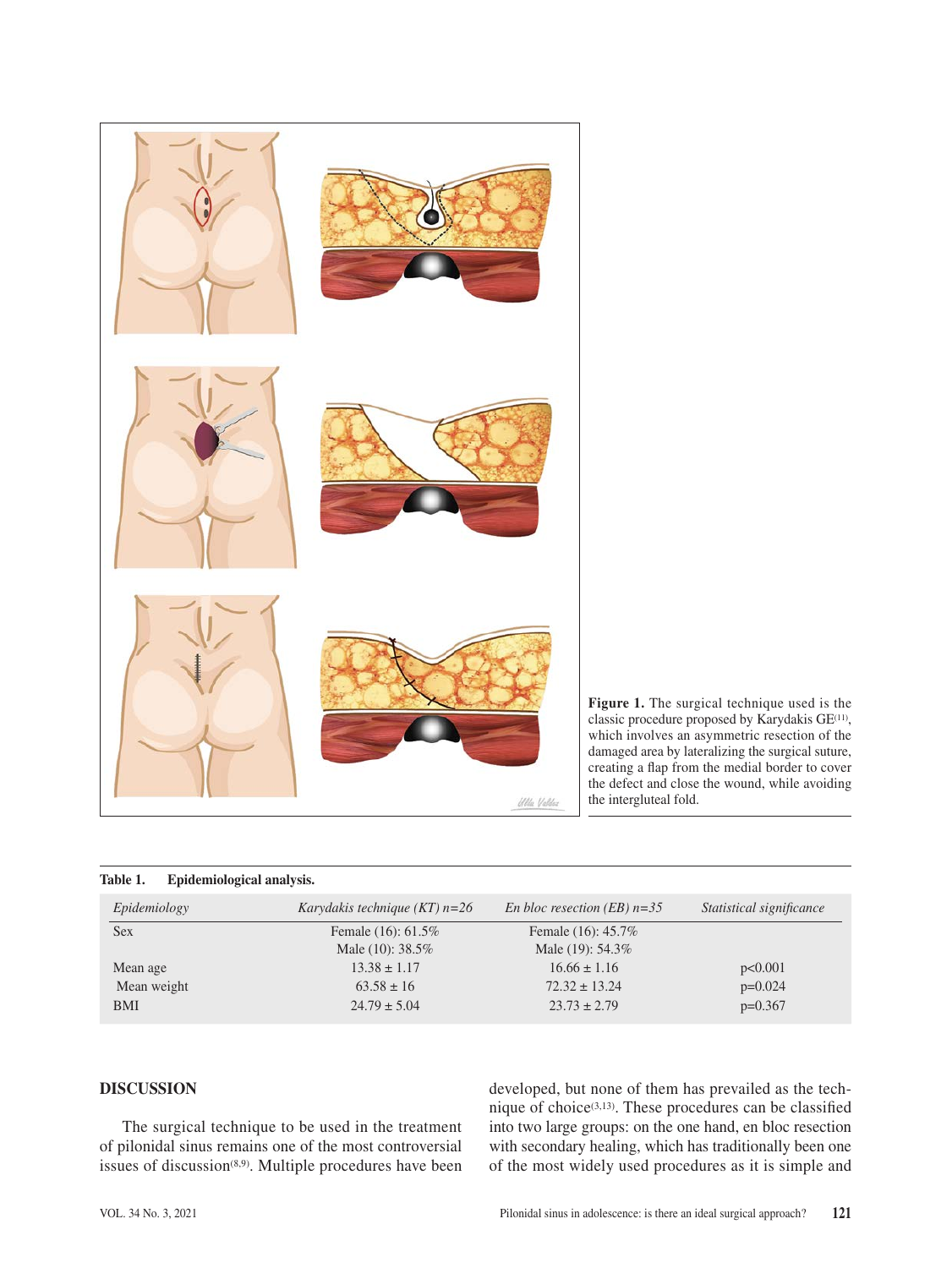**Figure 1.** The surgical technique used is the classic procedure proposed by Karydakis GE[11], which involves an asymmetric resection of the damaged area by lateralizing the surgical suture, creating a flap from the medial border to cover the defect and close the wound, while avoiding the intergluteal fold.

**Table 1. Epidemiological analysis.**

| *Epidemiology* | *Karydakis technique (KT) n=26* | *En bloc resection (EB) n=35* | *Statistical significance* |
|---|---|---|---|
| Sex | Female (16): 61.5% | Female (16): 45.7% | |
| | Male (10): 38.5% | Male (19): 54.3% | |
| Mean age | 13.38 ± 1.17 | 16.66 ± 1.16 | p<0.001 |
| Mean weight | 63.58 ± 16 | 72.32 ± 13.24 | p=0.024 |
| BMI | 24.79 ± 5.04 | 23.73 ± 2.79 | p=0.367 |

## DISCUSSION

The surgical technique to be used in the treatment of pilonidal sinus remains one of the most controversial issues of discussion[8,9]. Multiple procedures have been developed, but none of them has prevailed as the technique of choice[3,13]. These procedures can be classified into two large groups: on the one hand, en bloc resection with secondary healing, which has traditionally been one of the most widely used procedures as it is simple and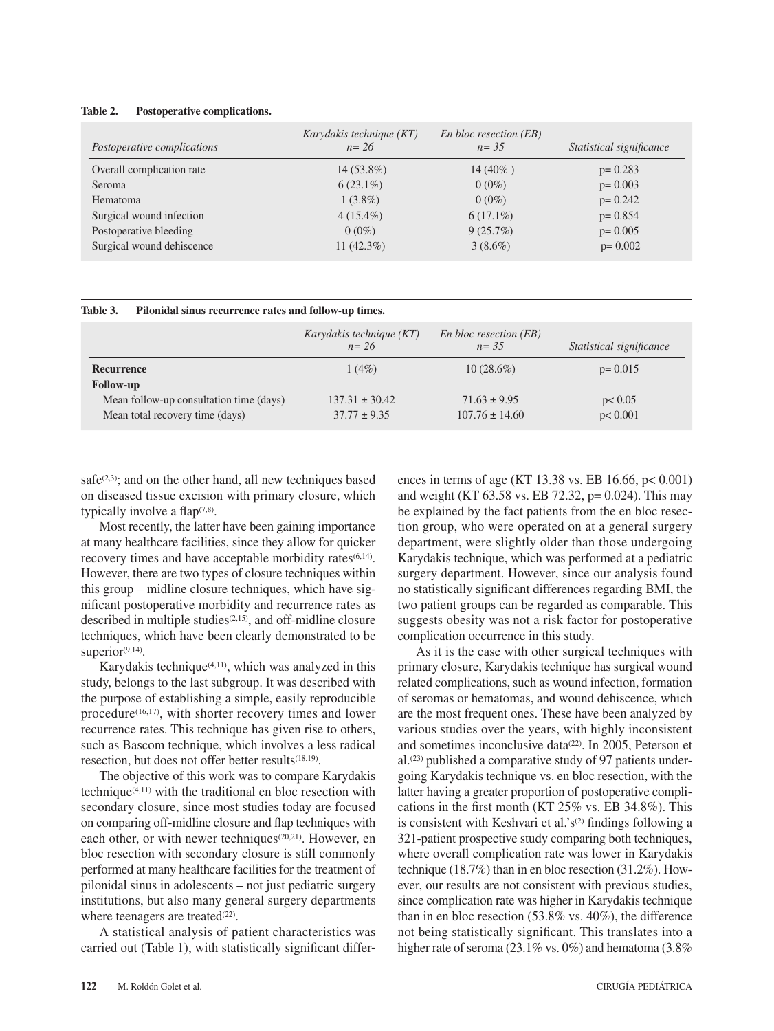**Table 2. Postoperative complications.**

| Postoperative complications | Karydakis technique (KT) n= 26 | En bloc resection (EB) n= 35 | Statistical significance |
|---|---|---|---|
| Overall complication rate | 14 (53.8%) | 14 (40% ) | p= 0.283 |
| Seroma | 6 (23.1%) | 0 (0%) | p= 0.003 |
| Hematoma | 1 (3.8%) | 0 (0%) | p= 0.242 |
| Surgical wound infection | 4 (15.4%) | 6 (17.1%) | p= 0.854 |
| Postoperative bleeding | 0 (0%) | 9 (25.7%) | p= 0.005 |
| Surgical wound dehiscence | 11 (42.3%) | 3 (8.6%) | p= 0.002 |

**Table 3. Pilonidal sinus recurrence rates and follow-up times.**

| | Karydakis technique (KT) n= 26 | En bloc resection (EB) n= 35 | Statistical significance |
|---|---|---|---|
| **Recurrence** | 1 (4%) | 10 (28.6%) | p= 0.015 |
| **Follow-up** | | | |
| Mean follow-up consultation time (days) | 137.31 ± 30.42 | 71.63 ± 9.95 | p< 0.05 |
| Mean total recovery time (days) | 37.77 ± 9.35 | 107.76 ± 14.60 | p< 0.001 |

safe[2,3]; and on the other hand, all new techniques based on diseased tissue excision with primary closure, which typically involve a flap[7,8].

Most recently, the latter have been gaining importance at many healthcare facilities, since they allow for quicker recovery times and have acceptable morbidity rates[6,14]. However, there are two types of closure techniques within this group – midline closure techniques, which have significant postoperative morbidity and recurrence rates as described in multiple studies[2,15], and off-midline closure techniques, which have been clearly demonstrated to be superior[9,14].

Karydakis technique[4,11], which was analyzed in this study, belongs to the last subgroup. It was described with the purpose of establishing a simple, easily reproducible procedure[16,17], with shorter recovery times and lower recurrence rates. This technique has given rise to others, such as Bascom technique, which involves a less radical resection, but does not offer better results[18,19].

The objective of this work was to compare Karydakis technique[4,11] with the traditional en bloc resection with secondary closure, since most studies today are focused on comparing off-midline closure and flap techniques with each other, or with newer techniques[20,21]. However, en bloc resection with secondary closure is still commonly performed at many healthcare facilities for the treatment of pilonidal sinus in adolescents – not just pediatric surgery institutions, but also many general surgery departments where teenagers are treated[22].

A statistical analysis of patient characteristics was carried out (Table 1), with statistically significant differences in terms of age (KT 13.38 vs. EB 16.66, $p < 0.001$) and weight (KT 63.58 vs. EB 72.32, $p = 0.024$). This may be explained by the fact patients from the en bloc resection group, who were operated on at a general surgery department, were slightly older than those undergoing Karydakis technique, which was performed at a pediatric surgery department. However, since our analysis found no statistically significant differences regarding BMI, the two patient groups can be regarded as comparable. This suggests obesity was not a risk factor for postoperative complication occurrence in this study.

As it is the case with other surgical techniques with primary closure, Karydakis technique has surgical wound related complications, such as wound infection, formation of seromas or hematomas, and wound dehiscence, which are the most frequent ones. These have been analyzed by various studies over the years, with highly inconsistent and sometimes inconclusive data[22]. In 2005, Peterson et al.[23] published a comparative study of 97 patients undergoing Karydakis technique vs. en bloc resection, with the latter having a greater proportion of postoperative complications in the first month (KT 25% vs. EB 34.8%). This is consistent with Keshvari et al.'s[2] findings following a 321-patient prospective study comparing both techniques, where overall complication rate was lower in Karydakis technique (18.7%) than in en bloc resection (31.2%). However, our results are not consistent with previous studies, since complication rate was higher in Karydakis technique than in en bloc resection (53.8% vs. 40%), the difference not being statistically significant. This translates into a higher rate of seroma (23.1% vs. 0%) and hematoma (3.8%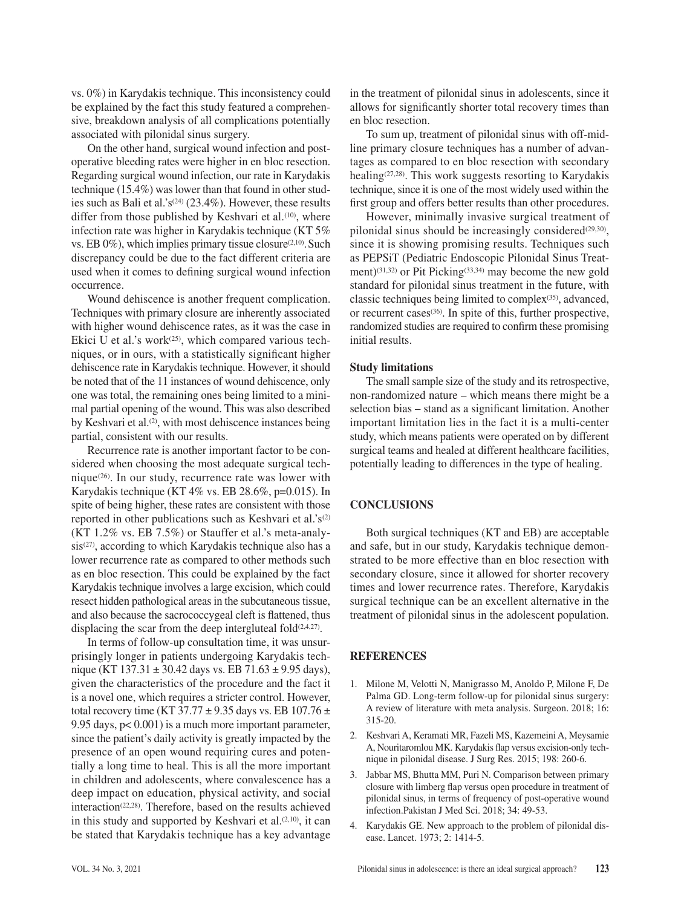vs. 0%) in Karydakis technique. This inconsistency could be explained by the fact this study featured a comprehensive, breakdown analysis of all complications potentially associated with pilonidal sinus surgery.

On the other hand, surgical wound infection and postoperative bleeding rates were higher in en bloc resection. Regarding surgical wound infection, our rate in Karydakis technique (15.4%) was lower than that found in other studies such as Bali et al.'s[24] (23.4%). However, these results differ from those published by Keshvari et al.[10], where infection rate was higher in Karydakis technique (KT 5% vs. EB 0%), which implies primary tissue closure[2,10]. Such discrepancy could be due to the fact different criteria are used when it comes to defining surgical wound infection occurrence.

Wound dehiscence is another frequent complication. Techniques with primary closure are inherently associated with higher wound dehiscence rates, as it was the case in Ekici U et al.'s work[25], which compared various techniques, or in ours, with a statistically significant higher dehiscence rate in Karydakis technique. However, it should be noted that of the 11 instances of wound dehiscence, only one was total, the remaining ones being limited to a minimal partial opening of the wound. This was also described by Keshvari et al.[2], with most dehiscence instances being partial, consistent with our results.

Recurrence rate is another important factor to be considered when choosing the most adequate surgical technique[26]. In our study, recurrence rate was lower with Karydakis technique (KT 4% vs. EB 28.6%, p=0.015). In spite of being higher, these rates are consistent with those reported in other publications such as Keshvari et al.'s[2] (KT 1.2% vs. EB 7.5%) or Stauffer et al.'s meta-analysis[27], according to which Karydakis technique also has a lower recurrence rate as compared to other methods such as en bloc resection. This could be explained by the fact Karydakis technique involves a large excision, which could resect hidden pathological areas in the subcutaneous tissue, and also because the sacrococcygeal cleft is flattened, thus displacing the scar from the deep intergluteal fold[2,4,27].

In terms of follow-up consultation time, it was unsurprisingly longer in patients undergoing Karydakis technique (KT $137.31 \pm 30.42$ days vs. EB $71.63 \pm 9.95$ days), given the characteristics of the procedure and the fact it is a novel one, which requires a stricter control. However, total recovery time (KT $37.77 \pm 9.35$ days vs. EB $107.76 \pm 9.95$ days, $p< 0.001$) is a much more important parameter, since the patient's daily activity is greatly impacted by the presence of an open wound requiring cures and potentially a long time to heal. This is all the more important in children and adolescents, where convalescence has a deep impact on education, physical activity, and social interaction[22,28]. Therefore, based on the results achieved in this study and supported by Keshvari et al.[2,10], it can be stated that Karydakis technique has a key advantage in the treatment of pilonidal sinus in adolescents, since it allows for significantly shorter total recovery times than en bloc resection.

To sum up, treatment of pilonidal sinus with off-midline primary closure techniques has a number of advantages as compared to en bloc resection with secondary healing[27,28]. This work suggests resorting to Karydakis technique, since it is one of the most widely used within the first group and offers better results than other procedures.

However, minimally invasive surgical treatment of pilonidal sinus should be increasingly considered[29,30], since it is showing promising results. Techniques such as PEPSiT (Pediatric Endoscopic Pilonidal Sinus Treatment)[31,32] or Pit Picking[33,34] may become the new gold standard for pilonidal sinus treatment in the future, with classic techniques being limited to complex[35], advanced, or recurrent cases[36]. In spite of this, further prospective, randomized studies are required to confirm these promising initial results.

### Study limitations

The small sample size of the study and its retrospective, non-randomized nature – which means there might be a selection bias – stand as a significant limitation. Another important limitation lies in the fact it is a multi-center study, which means patients were operated on by different surgical teams and healed at different healthcare facilities, potentially leading to differences in the type of healing.

## CONCLUSIONS

Both surgical techniques (KT and EB) are acceptable and safe, but in our study, Karydakis technique demonstrated to be more effective than en bloc resection with secondary closure, since it allowed for shorter recovery times and lower recurrence rates. Therefore, Karydakis surgical technique can be an excellent alternative in the treatment of pilonidal sinus in the adolescent population.

## REFERENCES

1. Milone M, Velotti N, Manigrasso M, Anoldo P, Milone F, De Palma GD. Long-term follow-up for pilonidal sinus surgery: A review of literature with meta analysis. Surgeon. 2018; 16: 315-20.
2. Keshvari A, Keramati MR, Fazeli MS, Kazemeini A, Meysamie A, Nouritaromlou MK. Karydakis flap versus excision-only technique in pilonidal disease. J Surg Res. 2015; 198: 260-6.
3. Jabbar MS, Bhutta MM, Puri N. Comparison between primary closure with limberg flap versus open procedure in treatment of pilonidal sinus, in terms of frequency of post-operative wound infection.Pakistan J Med Sci. 2018; 34: 49-53.
4. Karydakis GE. New approach to the problem of pilonidal disease. Lancet. 1973; 2: 1414-5.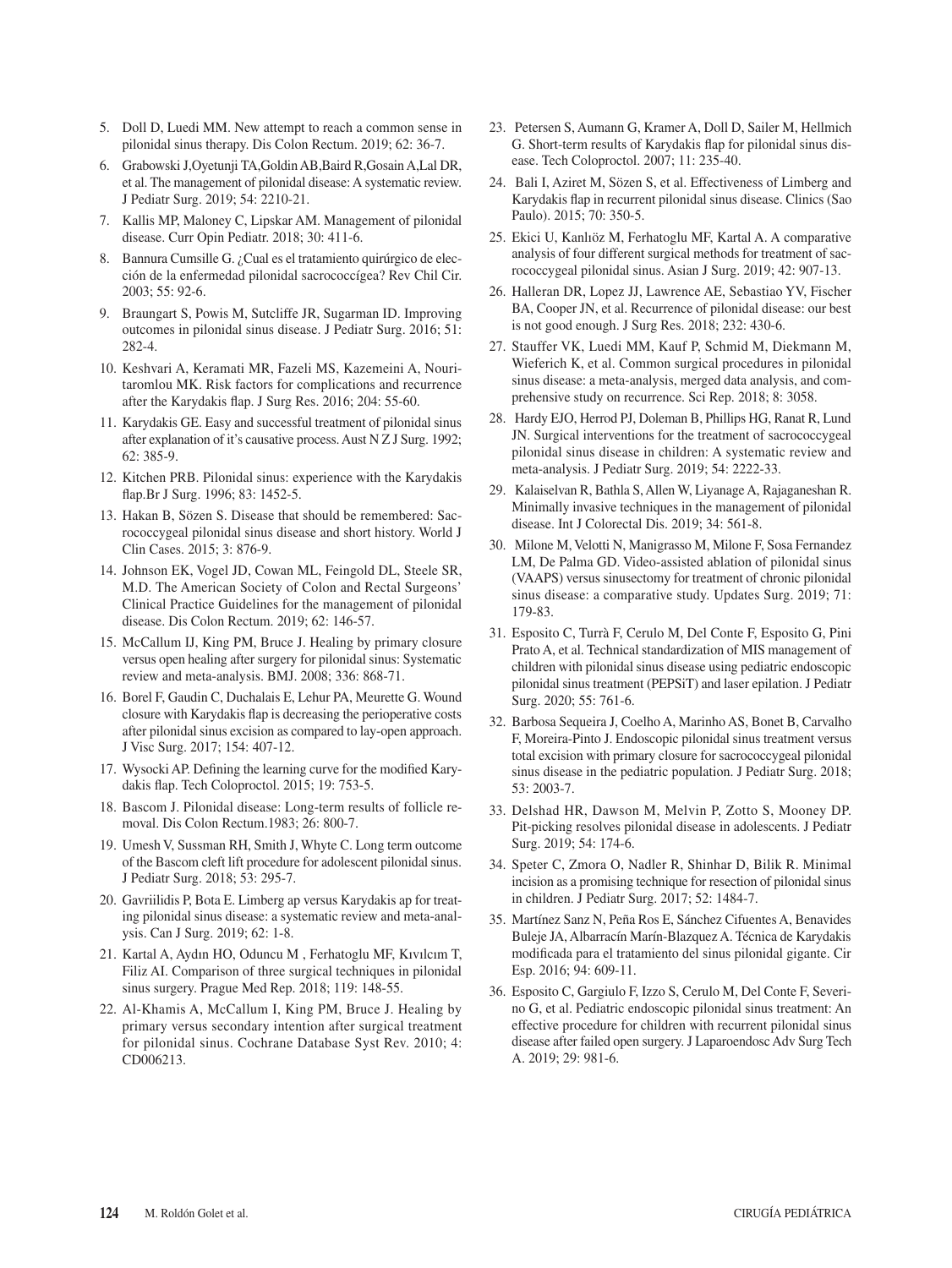5. Doll D, Luedi MM. New attempt to reach a common sense in pilonidal sinus therapy. Dis Colon Rectum. 2019; 62: 36-7.
6. Grabowski J,Oyetunji TA,Goldin AB,Baird R,Gosain A,Lal DR, et al. The management of pilonidal disease: A systematic review. J Pediatr Surg. 2019; 54: 2210-21.
7. Kallis MP, Maloney C, Lipskar AM. Management of pilonidal disease. Curr Opin Pediatr. 2018; 30: 411-6.
8. Bannura Cumsille G. ¿Cual es el tratamiento quirúrgico de elección de la enfermedad pilonidal sacrococcígea? Rev Chil Cir. 2003; 55: 92-6.
9. Braungart S, Powis M, Sutcliffe JR, Sugarman ID. Improving outcomes in pilonidal sinus disease. J Pediatr Surg. 2016; 51: 282-4.
10. Keshvari A, Keramati MR, Fazeli MS, Kazemeini A, Nouritaromlou MK. Risk factors for complications and recurrence after the Karydakis flap. J Surg Res. 2016; 204: 55-60.
11. Karydakis GE. Easy and successful treatment of pilonidal sinus after explanation of it's causative process. Aust N Z J Surg. 1992; 62: 385-9.
12. Kitchen PRB. Pilonidal sinus: experience with the Karydakis flap.Br J Surg. 1996; 83: 1452-5.
13. Hakan B, Sözen S. Disease that should be remembered: Sacrococcygeal pilonidal sinus disease and short history. World J Clin Cases. 2015; 3: 876-9.
14. Johnson EK, Vogel JD, Cowan ML, Feingold DL, Steele SR, M.D. The American Society of Colon and Rectal Surgeons' Clinical Practice Guidelines for the management of pilonidal disease. Dis Colon Rectum. 2019; 62: 146-57.
15. McCallum IJ, King PM, Bruce J. Healing by primary closure versus open healing after surgery for pilonidal sinus: Systematic review and meta-analysis. BMJ. 2008; 336: 868-71.
16. Borel F, Gaudin C, Duchalais E, Lehur PA, Meurette G. Wound closure with Karydakis flap is decreasing the perioperative costs after pilonidal sinus excision as compared to lay-open approach. J Visc Surg. 2017; 154: 407-12.
17. Wysocki AP. Defining the learning curve for the modified Karydakis flap. Tech Coloproctol. 2015; 19: 753-5.
18. Bascom J. Pilonidal disease: Long-term results of follicle removal. Dis Colon Rectum.1983; 26: 800-7.
19. Umesh V, Sussman RH, Smith J, Whyte C. Long term outcome of the Bascom cleft lift procedure for adolescent pilonidal sinus. J Pediatr Surg. 2018; 53: 295-7.
20. Gavriilidis P, Bota E. Limberg ap versus Karydakis ap for treating pilonidal sinus disease: a systematic review and meta-analysis. Can J Surg. 2019; 62: 1-8.
21. Kartal A, Aydın HO, Oduncu M , Ferhatoglu MF, Kıvılcım T, Filiz AI. Comparison of three surgical techniques in pilonidal sinus surgery. Prague Med Rep. 2018; 119: 148-55.
22. Al-Khamis A, McCallum I, King PM, Bruce J. Healing by primary versus secondary intention after surgical treatment for pilonidal sinus. Cochrane Database Syst Rev. 2010; 4: CD006213.
23. Petersen S, Aumann G, Kramer A, Doll D, Sailer M, Hellmich G. Short-term results of Karydakis flap for pilonidal sinus disease. Tech Coloproctol. 2007; 11: 235-40.
24. Bali I, Aziret M, Sözen S, et al. Effectiveness of Limberg and Karydakis flap in recurrent pilonidal sinus disease. Clinics (Sao Paulo). 2015; 70: 350-5.
25. Ekici U, Kanlıöz M, Ferhatoglu MF, Kartal A. A comparative analysis of four different surgical methods for treatment of sacrococcygeal pilonidal sinus. Asian J Surg. 2019; 42: 907-13.
26. Halleran DR, Lopez JJ, Lawrence AE, Sebastiao YV, Fischer BA, Cooper JN, et al. Recurrence of pilonidal disease: our best is not good enough. J Surg Res. 2018; 232: 430-6.
27. Stauffer VK, Luedi MM, Kauf P, Schmid M, Diekmann M, Wieferich K, et al. Common surgical procedures in pilonidal sinus disease: a meta-analysis, merged data analysis, and comprehensive study on recurrence. Sci Rep. 2018; 8: 3058.
28. Hardy EJO, Herrod PJ, Doleman B, Phillips HG, Ranat R, Lund JN. Surgical interventions for the treatment of sacrococcygeal pilonidal sinus disease in children: A systematic review and meta-analysis. J Pediatr Surg. 2019; 54: 2222-33.
29. Kalaiselvan R, Bathla S, Allen W, Liyanage A, Rajaganeshan R. Minimally invasive techniques in the management of pilonidal disease. Int J Colorectal Dis. 2019; 34: 561-8.
30. Milone M, Velotti N, Manigrasso M, Milone F, Sosa Fernandez LM, De Palma GD. Video-assisted ablation of pilonidal sinus (VAAPS) versus sinusectomy for treatment of chronic pilonidal sinus disease: a comparative study. Updates Surg. 2019; 71: 179-83.
31. Esposito C, Turrà F, Cerulo M, Del Conte F, Esposito G, Pini Prato A, et al. Technical standardization of MIS management of children with pilonidal sinus disease using pediatric endoscopic pilonidal sinus treatment (PEPSiT) and laser epilation. J Pediatr Surg. 2020; 55: 761-6.
32. Barbosa Sequeira J, Coelho A, Marinho AS, Bonet B, Carvalho F, Moreira-Pinto J. Endoscopic pilonidal sinus treatment versus total excision with primary closure for sacrococcygeal pilonidal sinus disease in the pediatric population. J Pediatr Surg. 2018; 53: 2003-7.
33. Delshad HR, Dawson M, Melvin P, Zotto S, Mooney DP. Pit-picking resolves pilonidal disease in adolescents. J Pediatr Surg. 2019; 54: 174-6.
34. Speter C, Zmora O, Nadler R, Shinhar D, Bilik R. Minimal incision as a promising technique for resection of pilonidal sinus in children. J Pediatr Surg. 2017; 52: 1484-7.
35. Martínez Sanz N, Peña Ros E, Sánchez Cifuentes A, Benavides Buleje JA, Albarracín Marín-Blazquez A. Técnica de Karydakis modificada para el tratamiento del sinus pilonidal gigante. Cir Esp. 2016; 94: 609-11.
36. Esposito C, Gargiulo F, Izzo S, Cerulo M, Del Conte F, Severino G, et al. Pediatric endoscopic pilonidal sinus treatment: An effective procedure for children with recurrent pilonidal sinus disease after failed open surgery. J Laparoendosc Adv Surg Tech A. 2019; 29: 981-6.